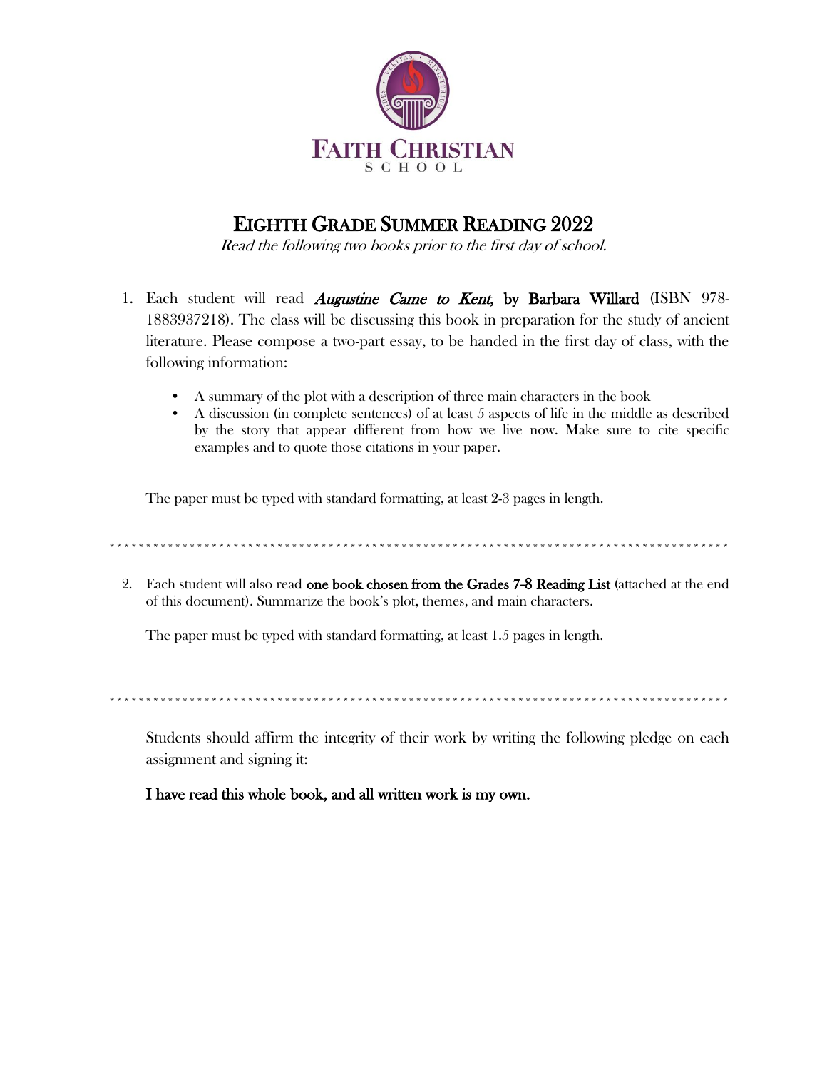# Faith Christian School

## Eighth Grade Summer Reading 2022

*Read the following two books prior to the first day of school.*

1. Each student will read ***Augustine Came to Kent,*** **by Barbara Willard** (ISBN 978-1883937218). The class will be discussing this book in preparation for the study of ancient literature. Please compose a two-part essay, to be handed in the first day of class, with the following information:

    - A summary of the plot with a description of three main characters in the book
    - A discussion (in complete sentences) of at least 5 aspects of life in the middle as described by the story that appear different from how we live now. Make sure to cite specific examples and to quote those citations in your paper.

    The paper must be typed with standard formatting, at least 2-3 pages in length.

---

2. Each student will also read **one book chosen from the Grades 7-8 Reading List** (attached at the end of this document). Summarize the book's plot, themes, and main characters.

    The paper must be typed with standard formatting, at least 1.5 pages in length.

---

Students should affirm the integrity of their work by writing the following pledge on each assignment and signing it:

**I have read this whole book, and all written work is my own.**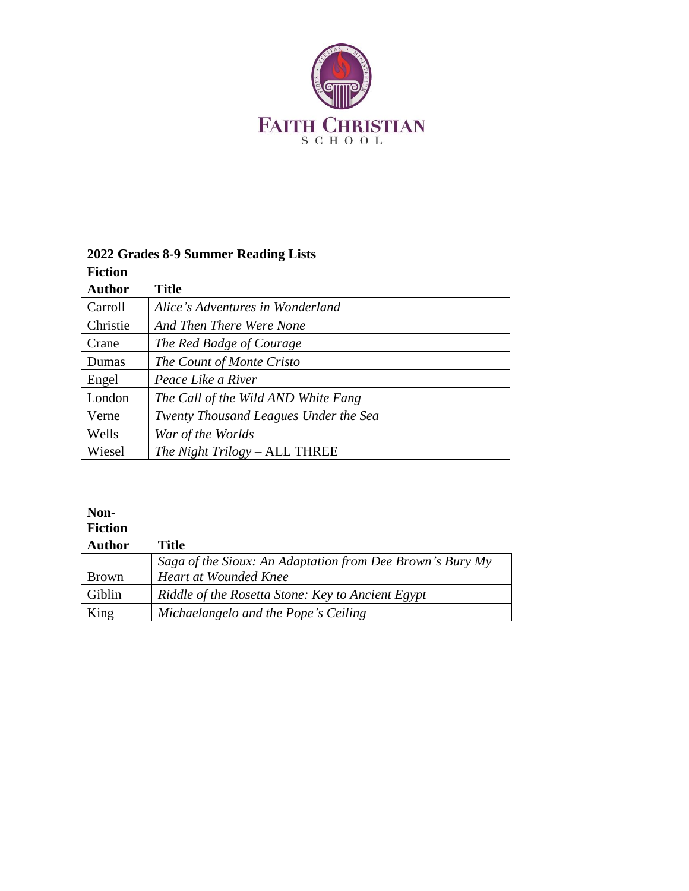FAITH CHRISTIAN
SCHOOL

**2022 Grades 8-9 Summer Reading Lists**

**Fiction**

| Author | Title |
|---|---|
| Carroll | *Alice's Adventures in Wonderland* |
| Christie | *And Then There Were None* |
| Crane | *The Red Badge of Courage* |
| Dumas | *The Count of Monte Cristo* |
| Engel | *Peace Like a River* |
| London | *The Call of the Wild AND White Fang* |
| Verne | *Twenty Thousand Leagues Under the Sea* |
| Wells | *War of the Worlds* |
| Wiesel | *The Night Trilogy* – ALL THREE |

**Non-Fiction**

| Author | Title |
|---|---|
| Brown | *Saga of the Sioux: An Adaptation from Dee Brown's Bury My Heart at Wounded Knee* |
| Giblin | *Riddle of the Rosetta Stone: Key to Ancient Egypt* |
| King | *Michaelangelo and the Pope's Ceiling* |